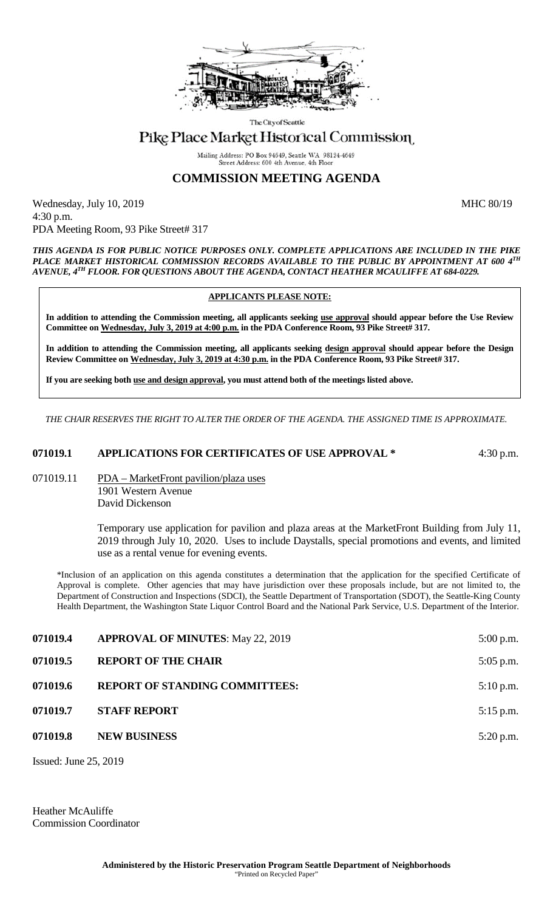The City of Seattle

# Pike Place Market Historical Commission

Mailing Address: PO Box 94649, Seattle WA 98124-4649
Street Address: 600 4th Avenue, 4th Floor

## COMMISSION MEETING AGENDA

Wednesday, July 10, 2019 MHC 80/19
4:30 p.m.
PDA Meeting Room, 93 Pike Street# 317

***THIS AGENDA IS FOR PUBLIC NOTICE PURPOSES ONLY. COMPLETE APPLICATIONS ARE INCLUDED IN THE PIKE PLACE MARKET HISTORICAL COMMISSION RECORDS AVAILABLE TO THE PUBLIC BY APPOINTMENT AT 600 4TH AVENUE, 4TH FLOOR. FOR QUESTIONS ABOUT THE AGENDA, CONTACT HEATHER MCAULIFFE AT 684-0229.***

**APPLICANTS PLEASE NOTE:**

**In addition to attending the Commission meeting, all applicants seeking use approval should appear before the Use Review Committee on Wednesday, July 3, 2019 at 4:00 p.m. in the PDA Conference Room, 93 Pike Street# 317.**

**In addition to attending the Commission meeting, all applicants seeking design approval should appear before the Design Review Committee on Wednesday, July 3, 2019 at 4:30 p.m. in the PDA Conference Room, 93 Pike Street# 317.**

**If you are seeking both use and design approval, you must attend both of the meetings listed above.**

*THE CHAIR RESERVES THE RIGHT TO ALTER THE ORDER OF THE AGENDA. THE ASSIGNED TIME IS APPROXIMATE.*

**071019.1 APPLICATIONS FOR CERTIFICATES OF USE APPROVAL *** 4:30 p.m.

071019.11 PDA – MarketFront pavilion/plaza uses
1901 Western Avenue
David Dickenson

Temporary use application for pavilion and plaza areas at the MarketFront Building from July 11, 2019 through July 10, 2020. Uses to include Daystalls, special promotions and events, and limited use as a rental venue for evening events.

*Inclusion of an application on this agenda constitutes a determination that the application for the specified Certificate of Approval is complete. Other agencies that may have jurisdiction over these proposals include, but are not limited to, the Department of Construction and Inspections (SDCI), the Seattle Department of Transportation (SDOT), the Seattle-King County Health Department, the Washington State Liquor Control Board and the National Park Service, U.S. Department of the Interior.

**071019.4 APPROVAL OF MINUTES**: May 22, 2019 5:00 p.m.

**071019.5 REPORT OF THE CHAIR** 5:05 p.m.

**071019.6 REPORT OF STANDING COMMITTEES:** 5:10 p.m.

**071019.7 STAFF REPORT** 5:15 p.m.

**071019.8 NEW BUSINESS** 5:20 p.m.

Issued: June 25, 2019

Heather McAuliffe
Commission Coordinator

**Administered by the Historic Preservation Program Seattle Department of Neighborhoods**
"Printed on Recycled Paper"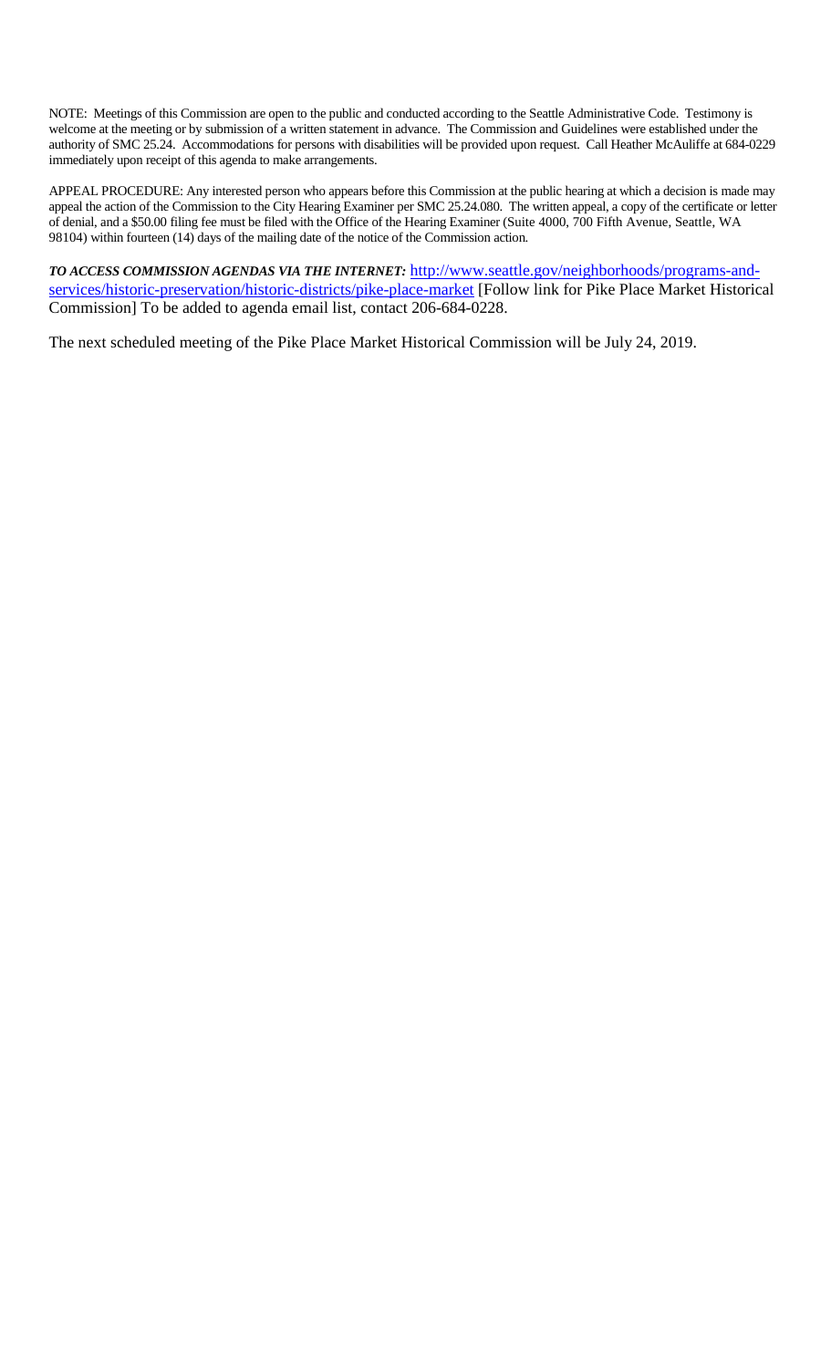NOTE: Meetings of this Commission are open to the public and conducted according to the Seattle Administrative Code. Testimony is welcome at the meeting or by submission of a written statement in advance. The Commission and Guidelines were established under the authority of SMC 25.24. Accommodations for persons with disabilities will be provided upon request. Call Heather McAuliffe at 684-0229 immediately upon receipt of this agenda to make arrangements.

APPEAL PROCEDURE: Any interested person who appears before this Commission at the public hearing at which a decision is made may appeal the action of the Commission to the City Hearing Examiner per SMC 25.24.080. The written appeal, a copy of the certificate or letter of denial, and a $50.00 filing fee must be filed with the Office of the Hearing Examiner (Suite 4000, 700 Fifth Avenue, Seattle, WA 98104) within fourteen (14) days of the mailing date of the notice of the Commission action.

***TO ACCESS COMMISSION AGENDAS VIA THE INTERNET:*** http://www.seattle.gov/neighborhoods/programs-and-services/historic-preservation/historic-districts/pike-place-market [Follow link for Pike Place Market Historical Commission] To be added to agenda email list, contact 206-684-0228.

The next scheduled meeting of the Pike Place Market Historical Commission will be July 24, 2019.